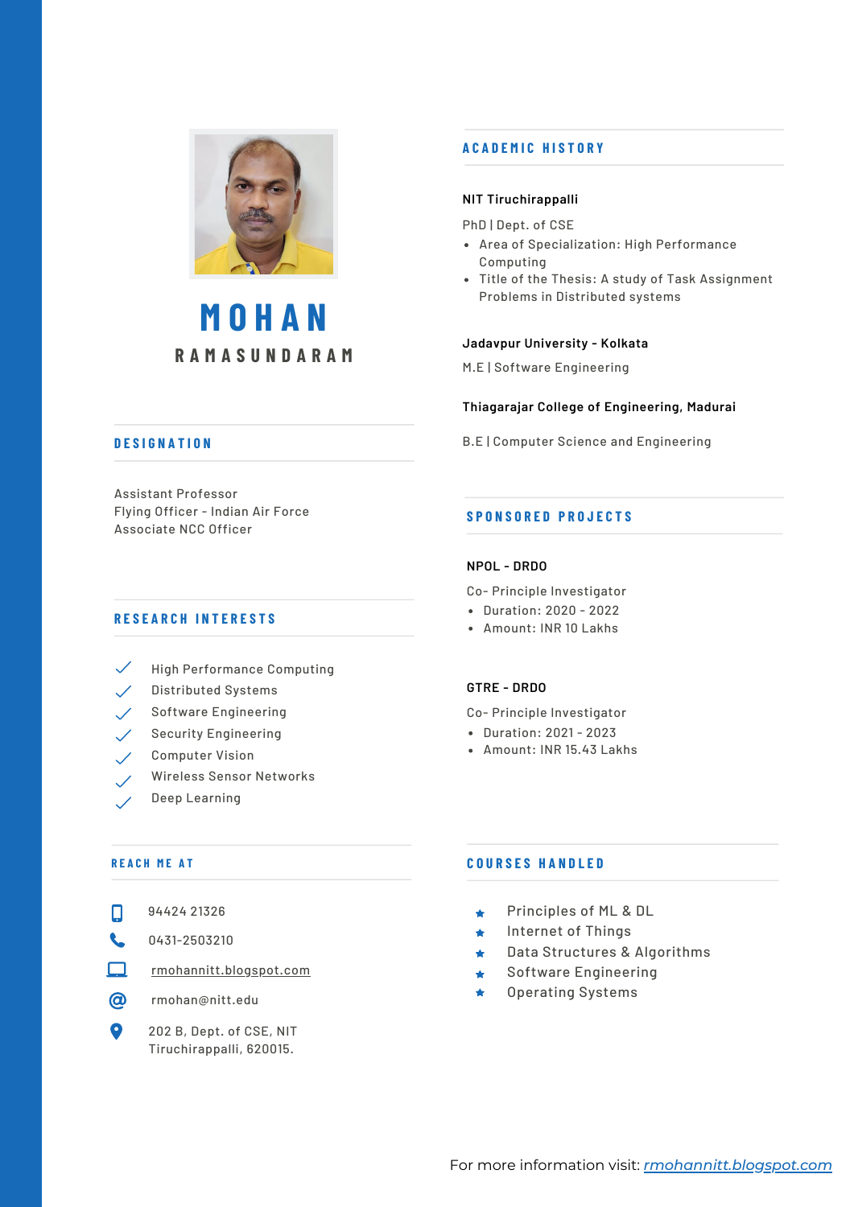# MOHAN RAMASUNDARAM

## DESIGNATION

Assistant Professor
Flying Officer - Indian Air Force
Associate NCC Officer

## RESEARCH INTERESTS

- High Performance Computing
- Distributed Systems
- Software Engineering
- Security Engineering
- Computer Vision
- Wireless Sensor Networks
- Deep Learning

## REACH ME AT

- 94424 21326
- 0431-2503210
- rmohannitt.blogspot.com
- rmohan@nitt.edu
- 202 B, Dept. of CSE, NIT Tiruchirappalli, 620015.

## ACADEMIC HISTORY

**NIT Tiruchirappalli**

PhD | Dept. of CSE

- Area of Specialization: High Performance Computing
- Title of the Thesis: A study of Task Assignment Problems in Distributed systems

**Jadavpur University - Kolkata**

M.E | Software Engineering

**Thiagarajar College of Engineering, Madurai**

B.E | Computer Science and Engineering

## SPONSORED PROJECTS

**NPOL - DRDO**

Co- Principle Investigator

- Duration: 2020 - 2022
- Amount: INR 10 Lakhs

**GTRE - DRDO**

Co- Principle Investigator

- Duration: 2021 - 2023
- Amount: INR 15.43 Lakhs

## COURSES HANDLED

- Principles of ML & DL
- Internet of Things
- Data Structures & Algorithms
- Software Engineering
- Operating Systems

For more information visit: *rmohannitt.blogspot.com*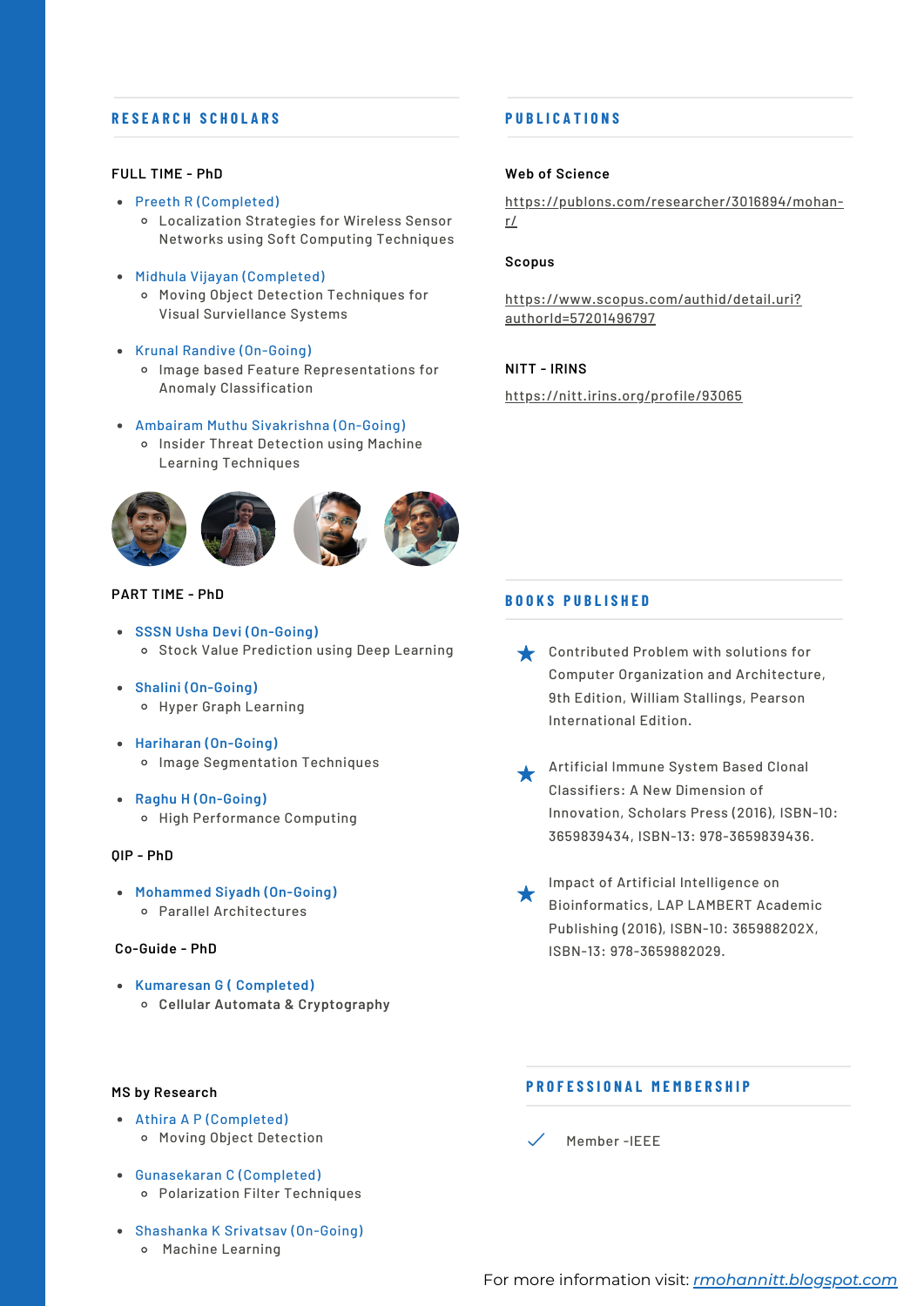## RESEARCH SCHOLARS

### FULL TIME - PhD

- Preeth R (Completed)
  - Localization Strategies for Wireless Sensor Networks using Soft Computing Techniques
- Midhula Vijayan (Completed)
  - Moving Object Detection Techniques for Visual Surviellance Systems
- Krunal Randive (On-Going)
  - Image based Feature Representations for Anomaly Classification
- Ambairam Muthu Sivakrishna (On-Going)
  - Insider Threat Detection using Machine Learning Techniques

### PART TIME - PhD

- SSSN Usha Devi (On-Going)
  - Stock Value Prediction using Deep Learning
- Shalini (On-Going)
  - Hyper Graph Learning
- Hariharan (On-Going)
  - Image Segmentation Techniques
- Raghu H (On-Going)
  - High Performance Computing

### QIP - PhD

- Mohammed Siyadh (On-Going)
  - Parallel Architectures

### Co-Guide - PhD

- Kumaresan G ( Completed)
  - Cellular Automata & Cryptography

### MS by Research

- Athira A P (Completed)
  - Moving Object Detection
- Gunasekaran C (Completed)
  - Polarization Filter Techniques
- Shashanka K Srivatsav (On-Going)
  - Machine Learning

## PUBLICATIONS

**Web of Science**

https://publons.com/researcher/3016894/mohan-r/

**Scopus**

https://www.scopus.com/authid/detail.uri?authorId=57201496797

**NITT - IRINS**

https://nitt.irins.org/profile/93065

## BOOKS PUBLISHED

- Contributed Problem with solutions for Computer Organization and Architecture, 9th Edition, William Stallings, Pearson International Edition.
- Artificial Immune System Based Clonal Classifiers: A New Dimension of Innovation, Scholars Press (2016), ISBN-10: 3659839434, ISBN-13: 978-3659839436.
- Impact of Artificial Intelligence on Bioinformatics, LAP LAMBERT Academic Publishing (2016), ISBN-10: 365988202X, ISBN-13: 978-3659882029.

## PROFESSIONAL MEMBERSHIP

- Member -IEEE

For more information visit: *rmohannitt.blogspot.com*